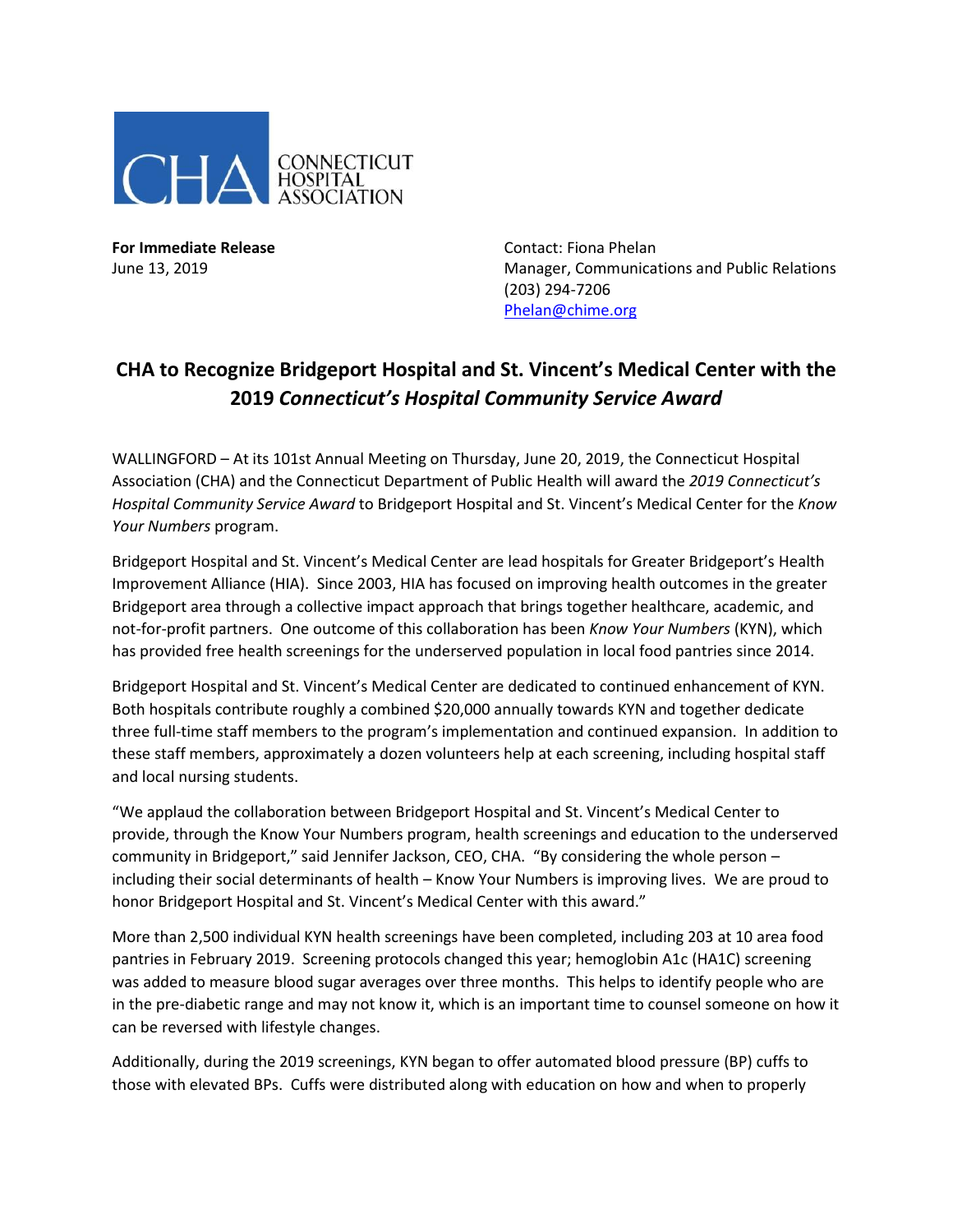CHA CONNECTICUT HOSPITAL ASSOCIATION

**For Immediate Release**
June 13, 2019

Contact: Fiona Phelan
Manager, Communications and Public Relations
(203) 294-7206
Phelan@chime.org

# CHA to Recognize Bridgeport Hospital and St. Vincent's Medical Center with the 2019 *Connecticut's Hospital Community Service Award*

WALLINGFORD – At its 101st Annual Meeting on Thursday, June 20, 2019, the Connecticut Hospital Association (CHA) and the Connecticut Department of Public Health will award the *2019 Connecticut's Hospital Community Service Award* to Bridgeport Hospital and St. Vincent's Medical Center for the *Know Your Numbers* program.

Bridgeport Hospital and St. Vincent's Medical Center are lead hospitals for Greater Bridgeport's Health Improvement Alliance (HIA). Since 2003, HIA has focused on improving health outcomes in the greater Bridgeport area through a collective impact approach that brings together healthcare, academic, and not-for-profit partners. One outcome of this collaboration has been *Know Your Numbers* (KYN), which has provided free health screenings for the underserved population in local food pantries since 2014.

Bridgeport Hospital and St. Vincent's Medical Center are dedicated to continued enhancement of KYN. Both hospitals contribute roughly a combined $20,000 annually towards KYN and together dedicate three full-time staff members to the program's implementation and continued expansion. In addition to these staff members, approximately a dozen volunteers help at each screening, including hospital staff and local nursing students.

"We applaud the collaboration between Bridgeport Hospital and St. Vincent's Medical Center to provide, through the Know Your Numbers program, health screenings and education to the underserved community in Bridgeport," said Jennifer Jackson, CEO, CHA. "By considering the whole person – including their social determinants of health – Know Your Numbers is improving lives. We are proud to honor Bridgeport Hospital and St. Vincent's Medical Center with this award."

More than 2,500 individual KYN health screenings have been completed, including 203 at 10 area food pantries in February 2019. Screening protocols changed this year; hemoglobin A1c (HA1C) screening was added to measure blood sugar averages over three months. This helps to identify people who are in the pre-diabetic range and may not know it, which is an important time to counsel someone on how it can be reversed with lifestyle changes.

Additionally, during the 2019 screenings, KYN began to offer automated blood pressure (BP) cuffs to those with elevated BPs. Cuffs were distributed along with education on how and when to properly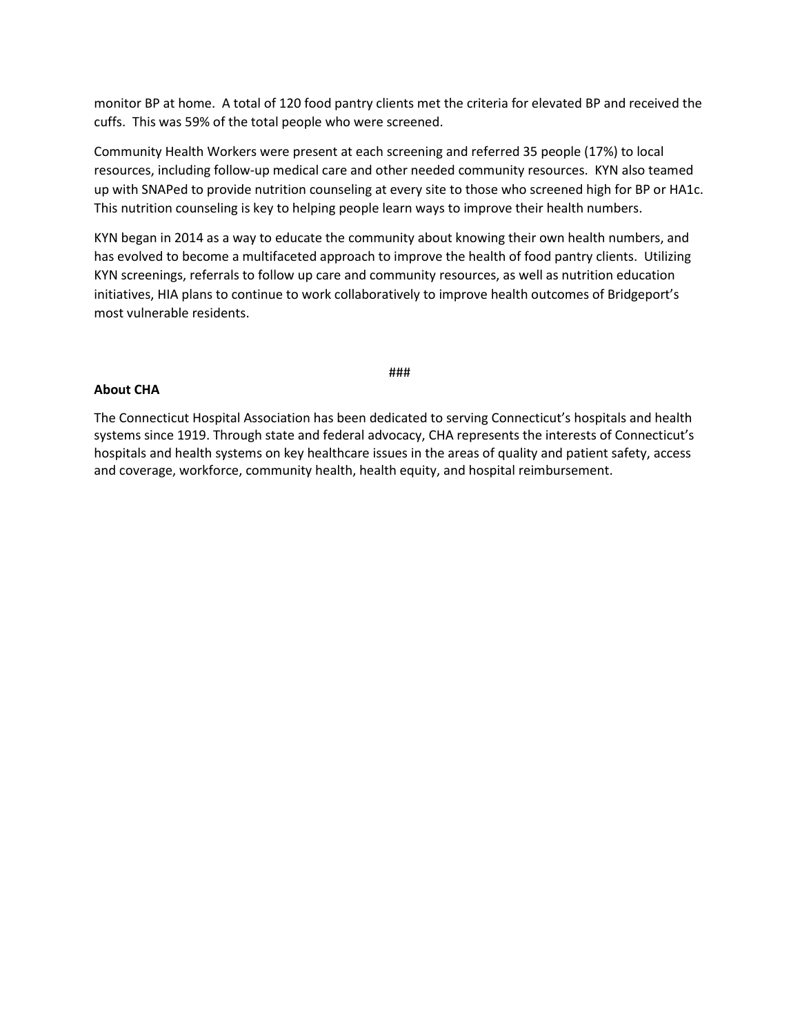monitor BP at home. A total of 120 food pantry clients met the criteria for elevated BP and received the cuffs. This was 59% of the total people who were screened.

Community Health Workers were present at each screening and referred 35 people (17%) to local resources, including follow-up medical care and other needed community resources. KYN also teamed up with SNAPed to provide nutrition counseling at every site to those who screened high for BP or HA1c. This nutrition counseling is key to helping people learn ways to improve their health numbers.

KYN began in 2014 as a way to educate the community about knowing their own health numbers, and has evolved to become a multifaceted approach to improve the health of food pantry clients. Utilizing KYN screenings, referrals to follow up care and community resources, as well as nutrition education initiatives, HIA plans to continue to work collaboratively to improve health outcomes of Bridgeport's most vulnerable residents.

###

**About CHA**

The Connecticut Hospital Association has been dedicated to serving Connecticut's hospitals and health systems since 1919. Through state and federal advocacy, CHA represents the interests of Connecticut's hospitals and health systems on key healthcare issues in the areas of quality and patient safety, access and coverage, workforce, community health, health equity, and hospital reimbursement.